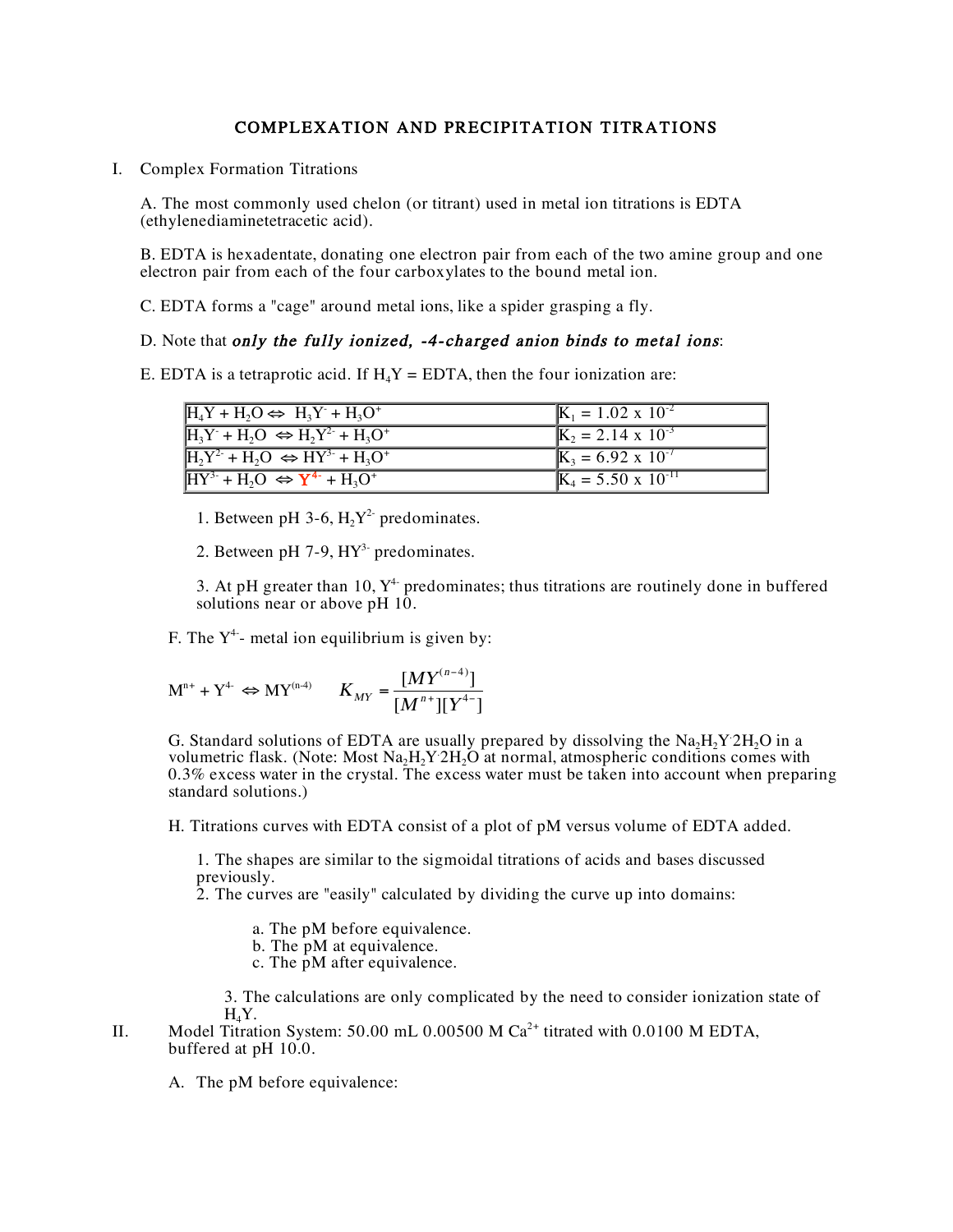# COMPLEXATION AND PRECIPITATION TITRATIONS

I. Complex Formation Titrations

A. The most commonly used chelon (or titrant) used in metal ion titrations is EDTA (ethylenediaminetetracetic acid).

B. EDTA is hexadentate, donating one electron pair from each of the two amine group and one electron pair from each of the four carboxylates to the bound metal ion.

C. EDTA forms a "cage" around metal ions, like a spider grasping a fly.

D. Note that ***only the fully ionized, -4-charged anion binds to metal ions***:

E. EDTA is a tetraprotic acid. If $H_4Y$ = EDTA, then the four ionization are:

| | |
|---|---|
| $H_4Y + H_2O \Leftrightarrow H_3Y^- + H_3O^+$ | $K_1 = 1.02 \times 10^{-2}$ |
| $H_3Y^- + H_2O \Leftrightarrow H_2Y^{2-} + H_3O^+$ | $K_2 = 2.14 \times 10^{-3}$ |
| $H_2Y^{2-} + H_2O \Leftrightarrow HY^{3-} + H_3O^+$ | $K_3 = 6.92 \times 10^{-7}$ |
| $HY^{3-} + H_2O \Leftrightarrow Y^{4-} + H_3O^+$ | $K_4 = 5.50 \times 10^{-11}$ |

1. Between pH 3-6, $H_2Y^{2-}$ predominates.

2. Between pH 7-9, $HY^{3-}$ predominates.

3. At pH greater than 10, $Y^{4-}$ predominates; thus titrations are routinely done in buffered solutions near or above pH 10.

F. The $Y^{4-}$- metal ion equilibrium is given by:

$$M^{n+} + Y^{4-} \Leftrightarrow MY^{(n-4)} \qquad K_{MY} = \frac{[MY^{(n-4)}]}{[M^{n+}][Y^{4-}]}$$

G. Standard solutions of EDTA are usually prepared by dissolving the $Na_2H_2Y \cdot 2H_2O$ in a volumetric flask. (Note: Most $Na_2H_2Y \cdot 2H_2O$ at normal, atmospheric conditions comes with 0.3% excess water in the crystal. The excess water must be taken into account when preparing standard solutions.)

H. Titrations curves with EDTA consist of a plot of pM versus volume of EDTA added.

1. The shapes are similar to the sigmoidal titrations of acids and bases discussed previously.
2. The curves are "easily" calculated by dividing the curve up into domains:

   a. The pM before equivalence.
   b. The pM at equivalence.
   c. The pM after equivalence.

3. The calculations are only complicated by the need to consider ionization state of $H_4Y$.

II. Model Titration System: 50.00 mL 0.00500 M $Ca^{2+}$ titrated with 0.0100 M EDTA, buffered at pH 10.0.

A. The pM before equivalence: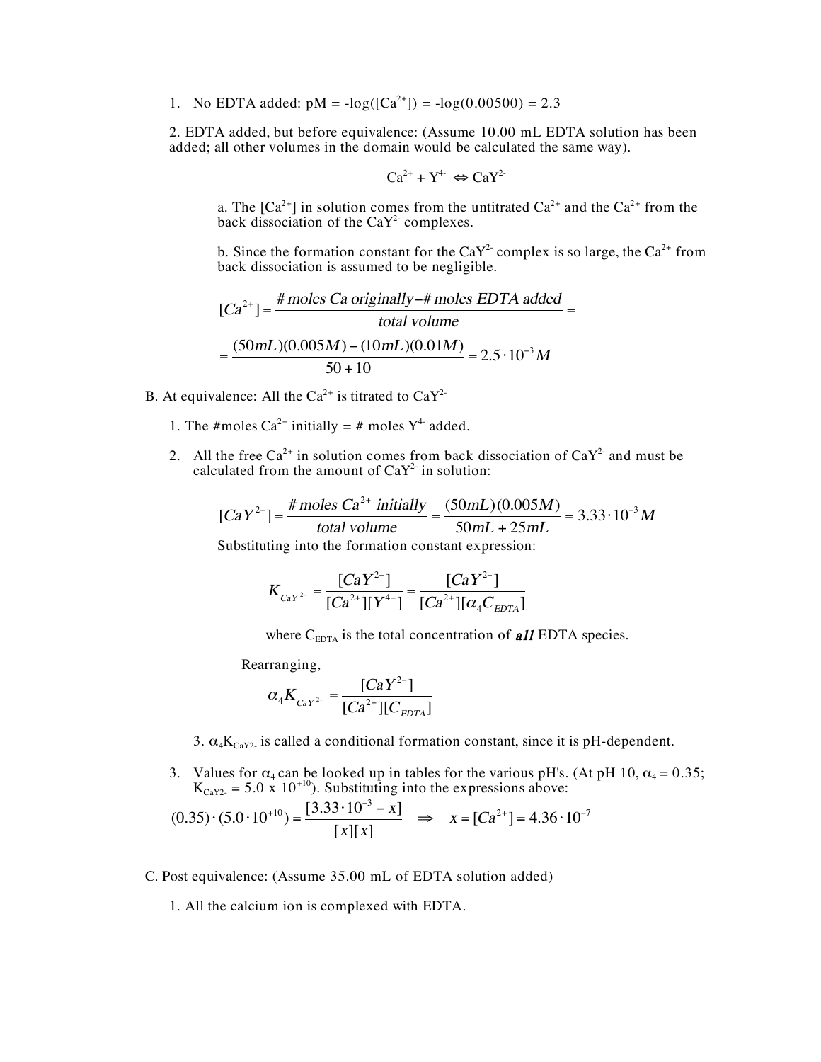1. No EDTA added: pM = -log([$Ca^{2+}$]) = -log(0.00500) = 2.3

2. EDTA added, but before equivalence: (Assume 10.00 mL EDTA solution has been added; all other volumes in the domain would be calculated the same way).

$$Ca^{2+} + Y^{4-} \Leftrightarrow CaY^{2-}$$

   a. The [$Ca^{2+}$] in solution comes from the untitrated $Ca^{2+}$ and the $Ca^{2+}$ from the back dissociation of the $CaY^{2-}$ complexes.

   b. Since the formation constant for the $CaY^{2-}$ complex is so large, the $Ca^{2+}$ from back dissociation is assumed to be negligible.

$$[Ca^{2+}] = \frac{\#\,moles\ Ca\ originally - \#\,moles\ EDTA\ added}{total\ volume} =$$

$$= \frac{(50mL)(0.005M) - (10mL)(0.01M)}{50+10} = 2.5 \cdot 10^{-3} M$$

B. At equivalence: All the $Ca^{2+}$ is titrated to $CaY^{2-}$

1. The #moles $Ca^{2+}$ initially = # moles $Y^{4-}$ added.

2. All the free $Ca^{2+}$ in solution comes from back dissociation of $CaY^{2-}$ and must be calculated from the amount of $CaY^{2-}$ in solution:

$$[CaY^{2-}] = \frac{\#\,moles\ Ca^{2+}\ initially}{total\ volume} = \frac{(50mL)(0.005M)}{50mL + 25mL} = 3.33 \cdot 10^{-3} M$$

   Substituting into the formation constant expression:

$$K_{CaY^{2-}} = \frac{[CaY^{2-}]}{[Ca^{2+}][Y^{4-}]} = \frac{[CaY^{2-}]}{[Ca^{2+}][\alpha_4 C_{EDTA}]}$$

   where $C_{EDTA}$ is the total concentration of ***all*** EDTA species.

   Rearranging,

$$\alpha_4 K_{CaY^{2-}} = \frac{[CaY^{2-}]}{[Ca^{2+}][C_{EDTA}]}$$

   3. $\alpha_4 K_{CaY2-}$ is called a conditional formation constant, since it is pH-dependent.

3. Values for $\alpha_4$ can be looked up in tables for the various pH's. (At pH 10, $\alpha_4 = 0.35$; $K_{CaY2-} = 5.0 \times 10^{+10}$). Substituting into the expressions above:

$$(0.35) \cdot (5.0 \cdot 10^{+10}) = \frac{[3.33 \cdot 10^{-3} - x]}{[x][x]} \quad \Rightarrow \quad x = [Ca^{2+}] = 4.36 \cdot 10^{-7}$$

C. Post equivalence: (Assume 35.00 mL of EDTA solution added)

1. All the calcium ion is complexed with EDTA.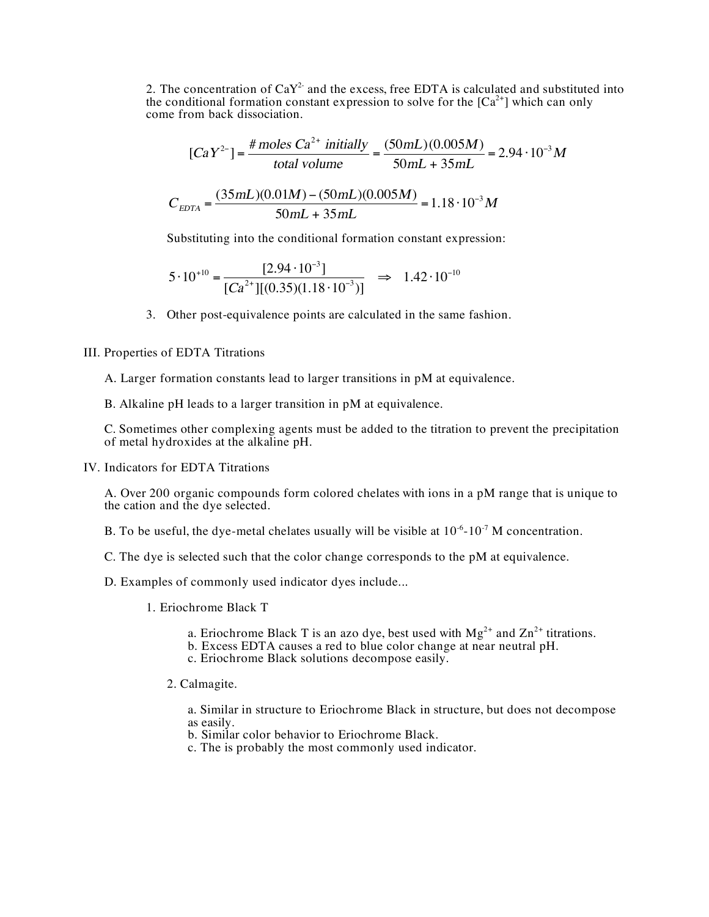2. The concentration of $CaY^{2-}$ and the excess, free EDTA is calculated and substituted into the conditional formation constant expression to solve for the $[Ca^{2+}]$ which can only come from back dissociation.

$$[CaY^{2-}] = \frac{\#\, moles\; Ca^{2+}\; initially}{total\; volume} = \frac{(50mL)(0.005M)}{50mL + 35mL} = 2.94 \cdot 10^{-3} M$$

$$C_{EDTA} = \frac{(35mL)(0.01M) - (50mL)(0.005M)}{50mL + 35mL} = 1.18 \cdot 10^{-3} M$$

Substituting into the conditional formation constant expression:

$$5 \cdot 10^{+10} = \frac{[2.94 \cdot 10^{-3}]}{[Ca^{2+}][(0.35)(1.18 \cdot 10^{-3})]} \quad \Rightarrow \quad 1.42 \cdot 10^{-10}$$

3. Other post-equivalence points are calculated in the same fashion.

III. Properties of EDTA Titrations

A. Larger formation constants lead to larger transitions in pM at equivalence.

B. Alkaline pH leads to a larger transition in pM at equivalence.

C. Sometimes other complexing agents must be added to the titration to prevent the precipitation of metal hydroxides at the alkaline pH.

IV. Indicators for EDTA Titrations

A. Over 200 organic compounds form colored chelates with ions in a pM range that is unique to the cation and the dye selected.

B. To be useful, the dye-metal chelates usually will be visible at $10^{-6}$-$10^{-7}$ M concentration.

C. The dye is selected such that the color change corresponds to the pM at equivalence.

D. Examples of commonly used indicator dyes include...

1. Eriochrome Black T

a. Eriochrome Black T is an azo dye, best used with $Mg^{2+}$ and $Zn^{2+}$ titrations.
b. Excess EDTA causes a red to blue color change at near neutral pH.
c. Eriochrome Black solutions decompose easily.

2. Calmagite.

a. Similar in structure to Eriochrome Black in structure, but does not decompose as easily.
b. Similar color behavior to Eriochrome Black.
c. The is probably the most commonly used indicator.